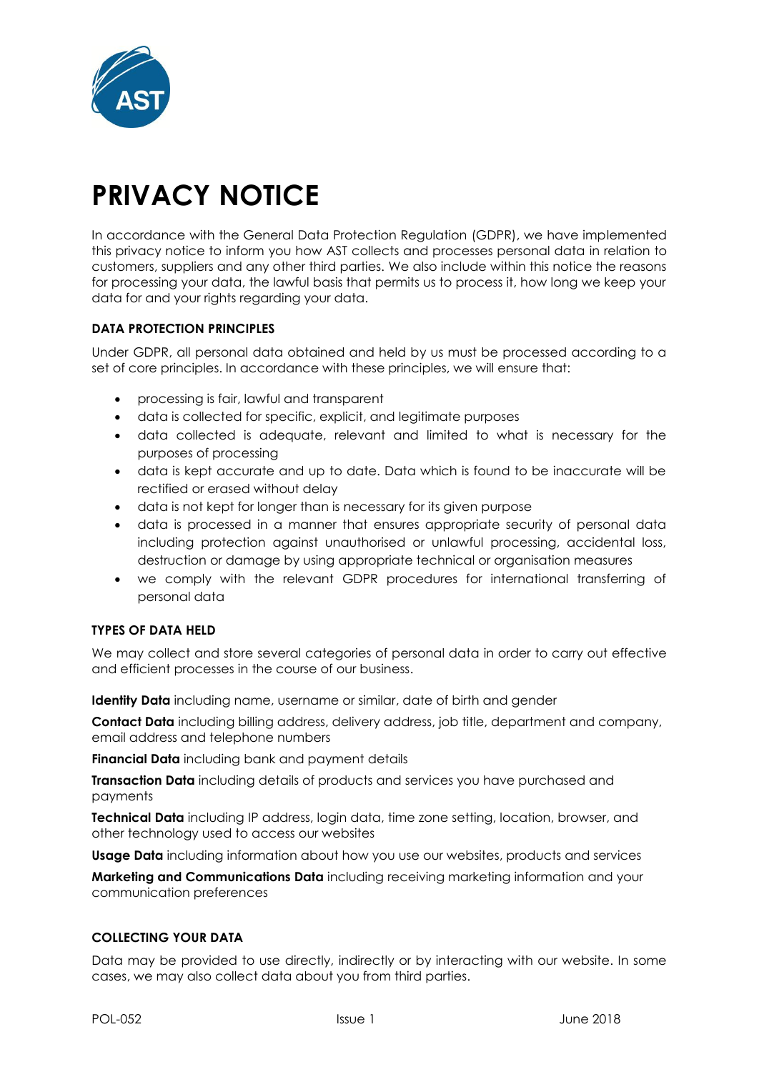# PRIVACY NOTICE

In accordance with the General Data Protection Regulation (GDPR), we have implemented this privacy notice to inform you how AST collects and processes personal data in relation to customers, suppliers and any other third parties. We also include within this notice the reasons for processing your data, the lawful basis that permits us to process it, how long we keep your data for and your rights regarding your data.

## DATA PROTECTION PRINCIPLES

Under GDPR, all personal data obtained and held by us must be processed according to a set of core principles. In accordance with these principles, we will ensure that:

- processing is fair, lawful and transparent
- data is collected for specific, explicit, and legitimate purposes
- data collected is adequate, relevant and limited to what is necessary for the purposes of processing
- data is kept accurate and up to date. Data which is found to be inaccurate will be rectified or erased without delay
- data is not kept for longer than is necessary for its given purpose
- data is processed in a manner that ensures appropriate security of personal data including protection against unauthorised or unlawful processing, accidental loss, destruction or damage by using appropriate technical or organisation measures
- we comply with the relevant GDPR procedures for international transferring of personal data

## TYPES OF DATA HELD

We may collect and store several categories of personal data in order to carry out effective and efficient processes in the course of our business.

**Identity Data** including name, username or similar, date of birth and gender

**Contact Data** including billing address, delivery address, job title, department and company, email address and telephone numbers

**Financial Data** including bank and payment details

**Transaction Data** including details of products and services you have purchased and payments

**Technical Data** including IP address, login data, time zone setting, location, browser, and other technology used to access our websites

**Usage Data** including information about how you use our websites, products and services

**Marketing and Communications Data** including receiving marketing information and your communication preferences

## COLLECTING YOUR DATA

Data may be provided to use directly, indirectly or by interacting with our website. In some cases, we may also collect data about you from third parties.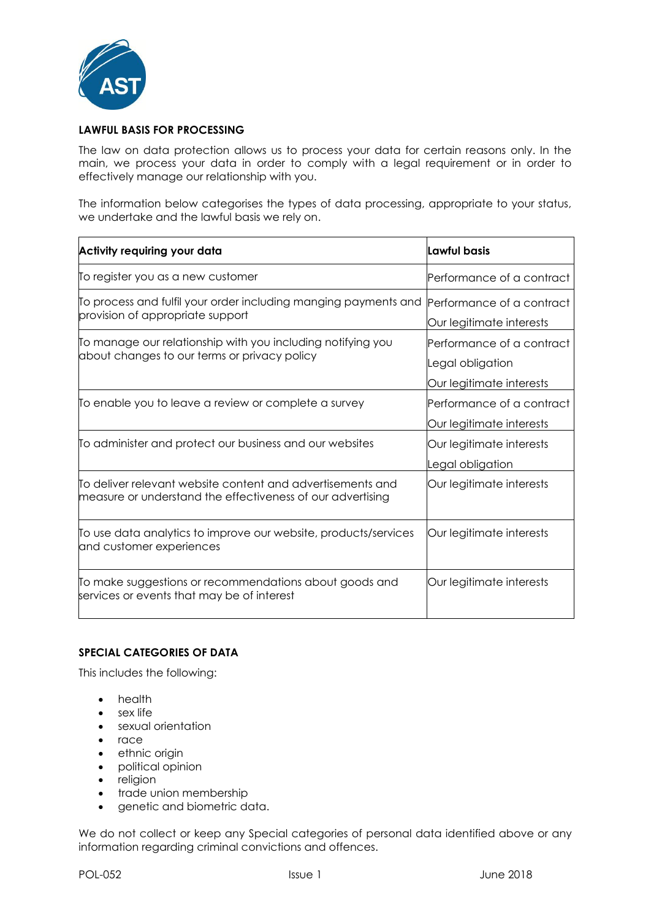## LAWFUL BASIS FOR PROCESSING

The law on data protection allows us to process your data for certain reasons only. In the main, we process your data in order to comply with a legal requirement or in order to effectively manage our relationship with you.

The information below categorises the types of data processing, appropriate to your status, we undertake and the lawful basis we rely on.

| Activity requiring your data | Lawful basis |
|---|---|
| To register you as a new customer | Performance of a contract |
| To process and fulfil your order including manging payments and provision of appropriate support | Performance of a contract<br>Our legitimate interests |
| To manage our relationship with you including notifying you about changes to our terms or privacy policy | Performance of a contract<br>Legal obligation<br>Our legitimate interests |
| To enable you to leave a review or complete a survey | Performance of a contract<br>Our legitimate interests |
| To administer and protect our business and our websites | Our legitimate interests<br>Legal obligation |
| To deliver relevant website content and advertisements and measure or understand the effectiveness of our advertising | Our legitimate interests |
| To use data analytics to improve our website, products/services and customer experiences | Our legitimate interests |
| To make suggestions or recommendations about goods and services or events that may be of interest | Our legitimate interests |

## SPECIAL CATEGORIES OF DATA

This includes the following:

- health
- sex life
- sexual orientation
- race
- ethnic origin
- political opinion
- religion
- trade union membership
- genetic and biometric data.

We do not collect or keep any Special categories of personal data identified above or any information regarding criminal convictions and offences.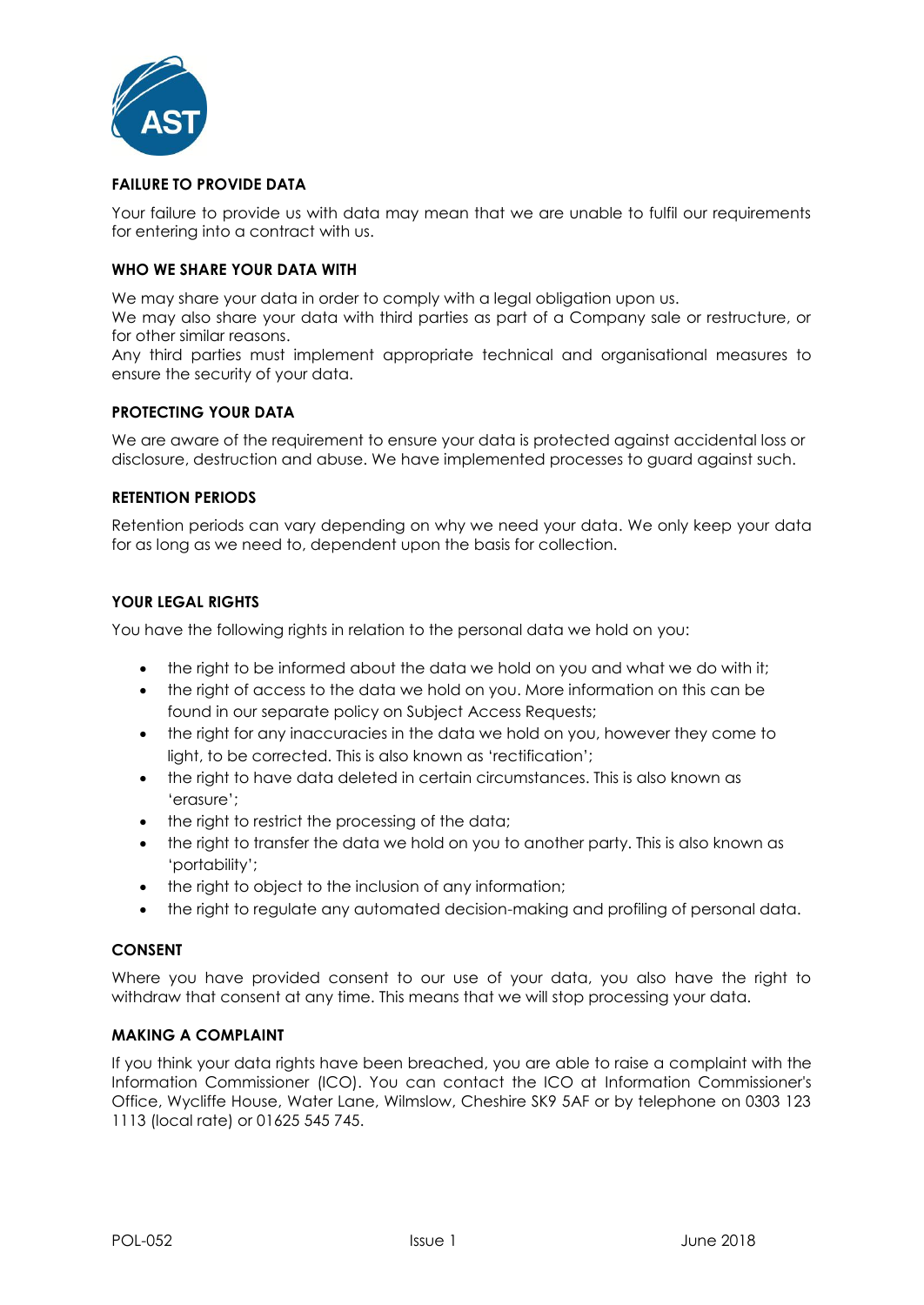## FAILURE TO PROVIDE DATA

Your failure to provide us with data may mean that we are unable to fulfil our requirements for entering into a contract with us.

## WHO WE SHARE YOUR DATA WITH

We may share your data in order to comply with a legal obligation upon us.
We may also share your data with third parties as part of a Company sale or restructure, or for other similar reasons.
Any third parties must implement appropriate technical and organisational measures to ensure the security of your data.

## PROTECTING YOUR DATA

We are aware of the requirement to ensure your data is protected against accidental loss or disclosure, destruction and abuse. We have implemented processes to guard against such.

## RETENTION PERIODS

Retention periods can vary depending on why we need your data. We only keep your data for as long as we need to, dependent upon the basis for collection.

## YOUR LEGAL RIGHTS

You have the following rights in relation to the personal data we hold on you:

- the right to be informed about the data we hold on you and what we do with it;
- the right of access to the data we hold on you. More information on this can be found in our separate policy on Subject Access Requests;
- the right for any inaccuracies in the data we hold on you, however they come to light, to be corrected. This is also known as 'rectification';
- the right to have data deleted in certain circumstances. This is also known as 'erasure';
- the right to restrict the processing of the data;
- the right to transfer the data we hold on you to another party. This is also known as 'portability';
- the right to object to the inclusion of any information;
- the right to regulate any automated decision-making and profiling of personal data.

## CONSENT

Where you have provided consent to our use of your data, you also have the right to withdraw that consent at any time. This means that we will stop processing your data.

## MAKING A COMPLAINT

If you think your data rights have been breached, you are able to raise a complaint with the Information Commissioner (ICO). You can contact the ICO at Information Commissioner's Office, Wycliffe House, Water Lane, Wilmslow, Cheshire SK9 5AF or by telephone on 0303 123 1113 (local rate) or 01625 545 745.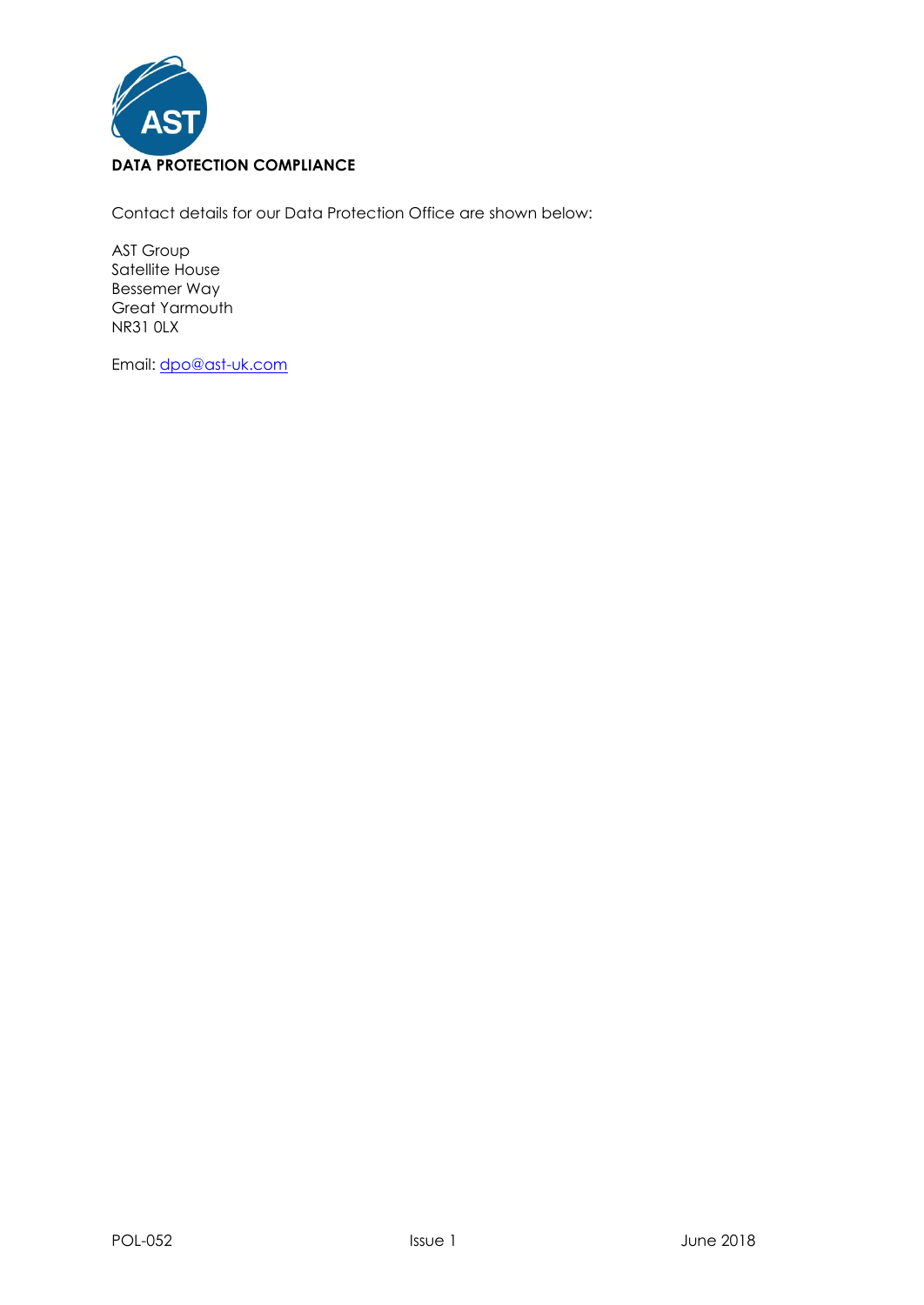**DATA PROTECTION COMPLIANCE**

Contact details for our Data Protection Office are shown below:

AST Group
Satellite House
Bessemer Way
Great Yarmouth
NR31 0LX

Email: dpo@ast-uk.com